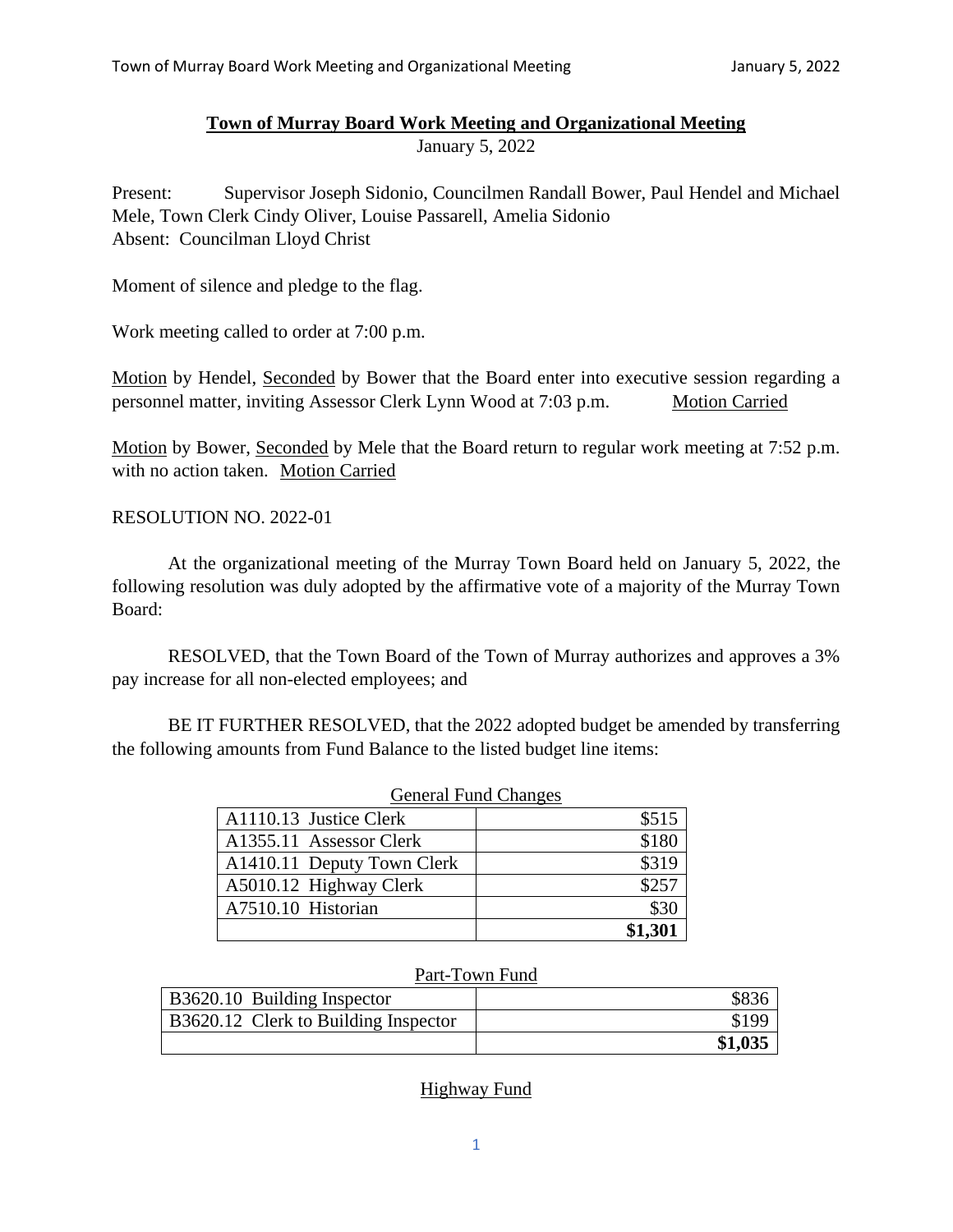# Town of Murray Board Work Meeting and Organizational Meeting

January 5, 2022

Present: Supervisor Joseph Sidonio, Councilmen Randall Bower, Paul Hendel and Michael Mele, Town Clerk Cindy Oliver, Louise Passarell, Amelia Sidonio
Absent: Councilman Lloyd Christ

Moment of silence and pledge to the flag.

Work meeting called to order at 7:00 p.m.

Motion by Hendel, Seconded by Bower that the Board enter into executive session regarding a personnel matter, inviting Assessor Clerk Lynn Wood at 7:03 p.m. Motion Carried

Motion by Bower, Seconded by Mele that the Board return to regular work meeting at 7:52 p.m. with no action taken. Motion Carried

RESOLUTION NO. 2022-01

At the organizational meeting of the Murray Town Board held on January 5, 2022, the following resolution was duly adopted by the affirmative vote of a majority of the Murray Town Board:

RESOLVED, that the Town Board of the Town of Murray authorizes and approves a 3% pay increase for all non-elected employees; and

BE IT FURTHER RESOLVED, that the 2022 adopted budget be amended by transferring the following amounts from Fund Balance to the listed budget line items:

General Fund Changes

| | |
|---|---:|
| A1110.13 Justice Clerk | $515 |
| A1355.11 Assessor Clerk | $180 |
| A1410.11 Deputy Town Clerk | $319 |
| A5010.12 Highway Clerk | $257 |
| A7510.10 Historian | $30 |
| | **$1,301** |

Part-Town Fund

| | |
|---|---:|
| B3620.10 Building Inspector | $836 |
| B3620.12 Clerk to Building Inspector | $199 |
| | **$1,035** |

Highway Fund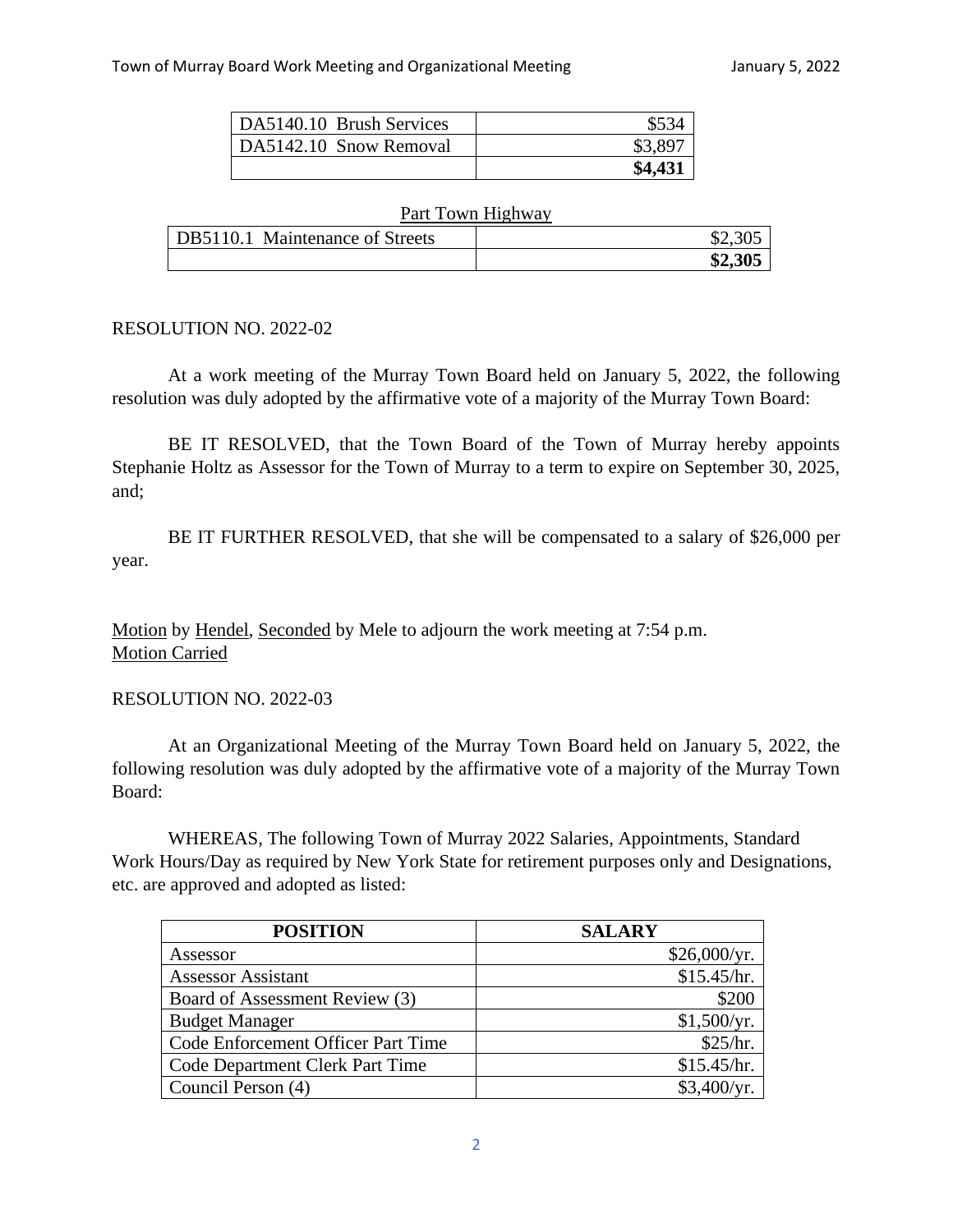| DA5140.10 Brush Services | $534 |
|---|---|
| DA5142.10 Snow Removal | $3,897 |
| | **$4,431** |

Part Town Highway

| DB5110.1 Maintenance of Streets | $2,305 |
|---|---|
| | **$2,305** |

RESOLUTION NO. 2022-02

At a work meeting of the Murray Town Board held on January 5, 2022, the following resolution was duly adopted by the affirmative vote of a majority of the Murray Town Board:

BE IT RESOLVED, that the Town Board of the Town of Murray hereby appoints Stephanie Holtz as Assessor for the Town of Murray to a term to expire on September 30, 2025, and;

BE IT FURTHER RESOLVED, that she will be compensated to a salary of $26,000 per year.

Motion by Hendel, Seconded by Mele to adjourn the work meeting at 7:54 p.m.
Motion Carried

RESOLUTION NO. 2022-03

At an Organizational Meeting of the Murray Town Board held on January 5, 2022, the following resolution was duly adopted by the affirmative vote of a majority of the Murray Town Board:

WHEREAS, The following Town of Murray 2022 Salaries, Appointments, Standard Work Hours/Day as required by New York State for retirement purposes only and Designations, etc. are approved and adopted as listed:

| POSITION | SALARY |
|---|---|
| Assessor | $26,000/yr. |
| Assessor Assistant | $15.45/hr. |
| Board of Assessment Review (3) | $200 |
| Budget Manager | $1,500/yr. |
| Code Enforcement Officer Part Time | $25/hr. |
| Code Department Clerk Part Time | $15.45/hr. |
| Council Person (4) | $3,400/yr. |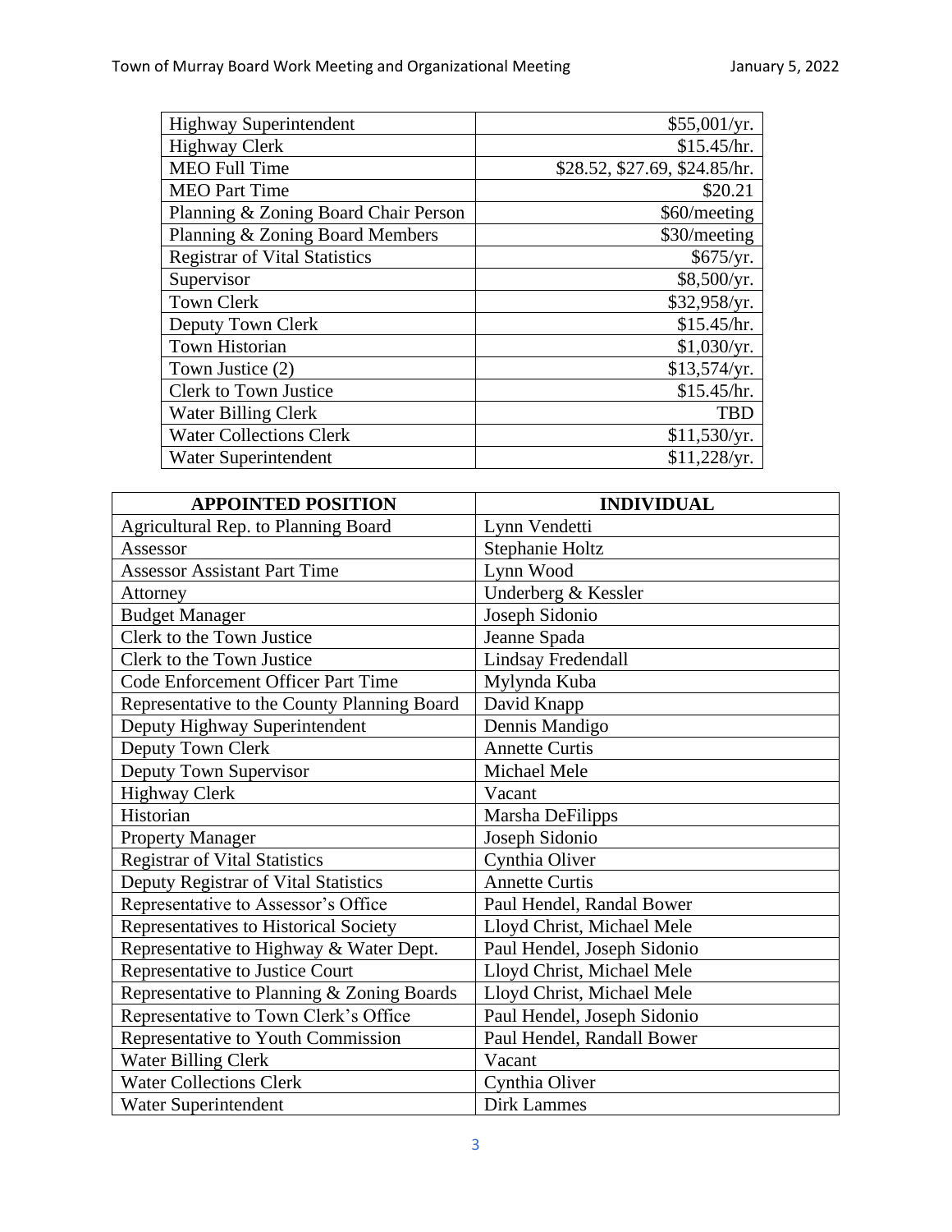| | |
|---|---|
| Highway Superintendent | $55,001/yr. |
| Highway Clerk | $15.45/hr. |
| MEO Full Time | $28.52, $27.69, $24.85/hr. |
| MEO Part Time | $20.21 |
| Planning & Zoning Board Chair Person | $60/meeting |
| Planning & Zoning Board Members | $30/meeting |
| Registrar of Vital Statistics | $675/yr. |
| Supervisor | $8,500/yr. |
| Town Clerk | $32,958/yr. |
| Deputy Town Clerk | $15.45/hr. |
| Town Historian | $1,030/yr. |
| Town Justice (2) | $13,574/yr. |
| Clerk to Town Justice | $15.45/hr. |
| Water Billing Clerk | TBD |
| Water Collections Clerk | $11,530/yr. |
| Water Superintendent | $11,228/yr. |

| **APPOINTED POSITION** | **INDIVIDUAL** |
|---|---|
| Agricultural Rep. to Planning Board | Lynn Vendetti |
| Assessor | Stephanie Holtz |
| Assessor Assistant Part Time | Lynn Wood |
| Attorney | Underberg & Kessler |
| Budget Manager | Joseph Sidonio |
| Clerk to the Town Justice | Jeanne Spada |
| Clerk to the Town Justice | Lindsay Fredendall |
| Code Enforcement Officer Part Time | Mylynda Kuba |
| Representative to the County Planning Board | David Knapp |
| Deputy Highway Superintendent | Dennis Mandigo |
| Deputy Town Clerk | Annette Curtis |
| Deputy Town Supervisor | Michael Mele |
| Highway Clerk | Vacant |
| Historian | Marsha DeFilipps |
| Property Manager | Joseph Sidonio |
| Registrar of Vital Statistics | Cynthia Oliver |
| Deputy Registrar of Vital Statistics | Annette Curtis |
| Representative to Assessor's Office | Paul Hendel, Randal Bower |
| Representatives to Historical Society | Lloyd Christ, Michael Mele |
| Representative to Highway & Water Dept. | Paul Hendel, Joseph Sidonio |
| Representative to Justice Court | Lloyd Christ, Michael Mele |
| Representative to Planning & Zoning Boards | Lloyd Christ, Michael Mele |
| Representative to Town Clerk's Office | Paul Hendel, Joseph Sidonio |
| Representative to Youth Commission | Paul Hendel, Randall Bower |
| Water Billing Clerk | Vacant |
| Water Collections Clerk | Cynthia Oliver |
| Water Superintendent | Dirk Lammes |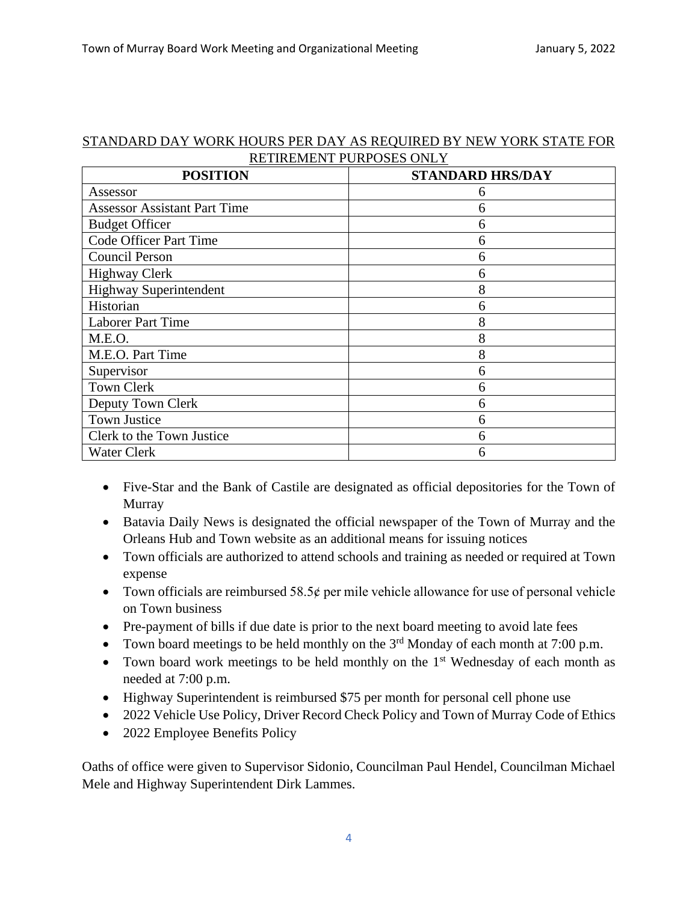STANDARD DAY WORK HOURS PER DAY AS REQUIRED BY NEW YORK STATE FOR RETIREMENT PURPOSES ONLY

| POSITION | STANDARD HRS/DAY |
|---|---|
| Assessor | 6 |
| Assessor Assistant Part Time | 6 |
| Budget Officer | 6 |
| Code Officer Part Time | 6 |
| Council Person | 6 |
| Highway Clerk | 6 |
| Highway Superintendent | 8 |
| Historian | 6 |
| Laborer Part Time | 8 |
| M.E.O. | 8 |
| M.E.O. Part Time | 8 |
| Supervisor | 6 |
| Town Clerk | 6 |
| Deputy Town Clerk | 6 |
| Town Justice | 6 |
| Clerk to the Town Justice | 6 |
| Water Clerk | 6 |

- Five-Star and the Bank of Castile are designated as official depositories for the Town of Murray
- Batavia Daily News is designated the official newspaper of the Town of Murray and the Orleans Hub and Town website as an additional means for issuing notices
- Town officials are authorized to attend schools and training as needed or required at Town expense
- Town officials are reimbursed 58.5¢ per mile vehicle allowance for use of personal vehicle on Town business
- Pre-payment of bills if due date is prior to the next board meeting to avoid late fees
- Town board meetings to be held monthly on the 3rd Monday of each month at 7:00 p.m.
- Town board work meetings to be held monthly on the 1st Wednesday of each month as needed at 7:00 p.m.
- Highway Superintendent is reimbursed $75 per month for personal cell phone use
- 2022 Vehicle Use Policy, Driver Record Check Policy and Town of Murray Code of Ethics
- 2022 Employee Benefits Policy

Oaths of office were given to Supervisor Sidonio, Councilman Paul Hendel, Councilman Michael Mele and Highway Superintendent Dirk Lammes.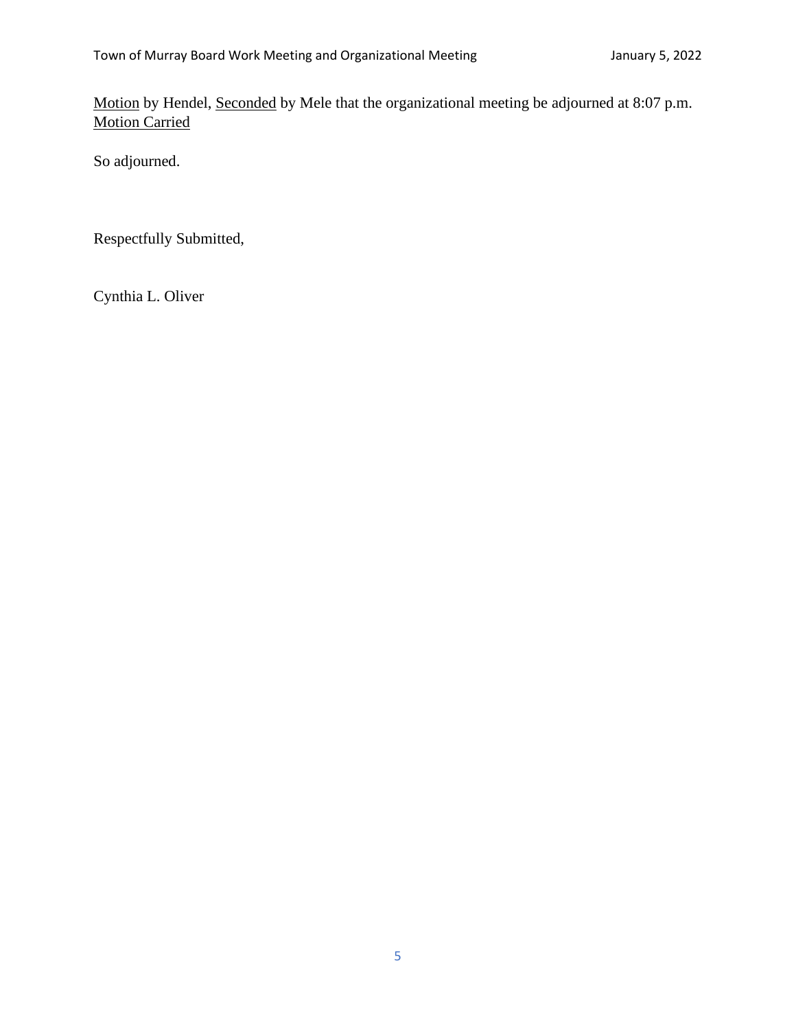<u>Motion</u> by Hendel, <u>Seconded</u> by Mele that the organizational meeting be adjourned at 8:07 p.m. <u>Motion Carried</u>

So adjourned.

Respectfully Submitted,

Cynthia L. Oliver